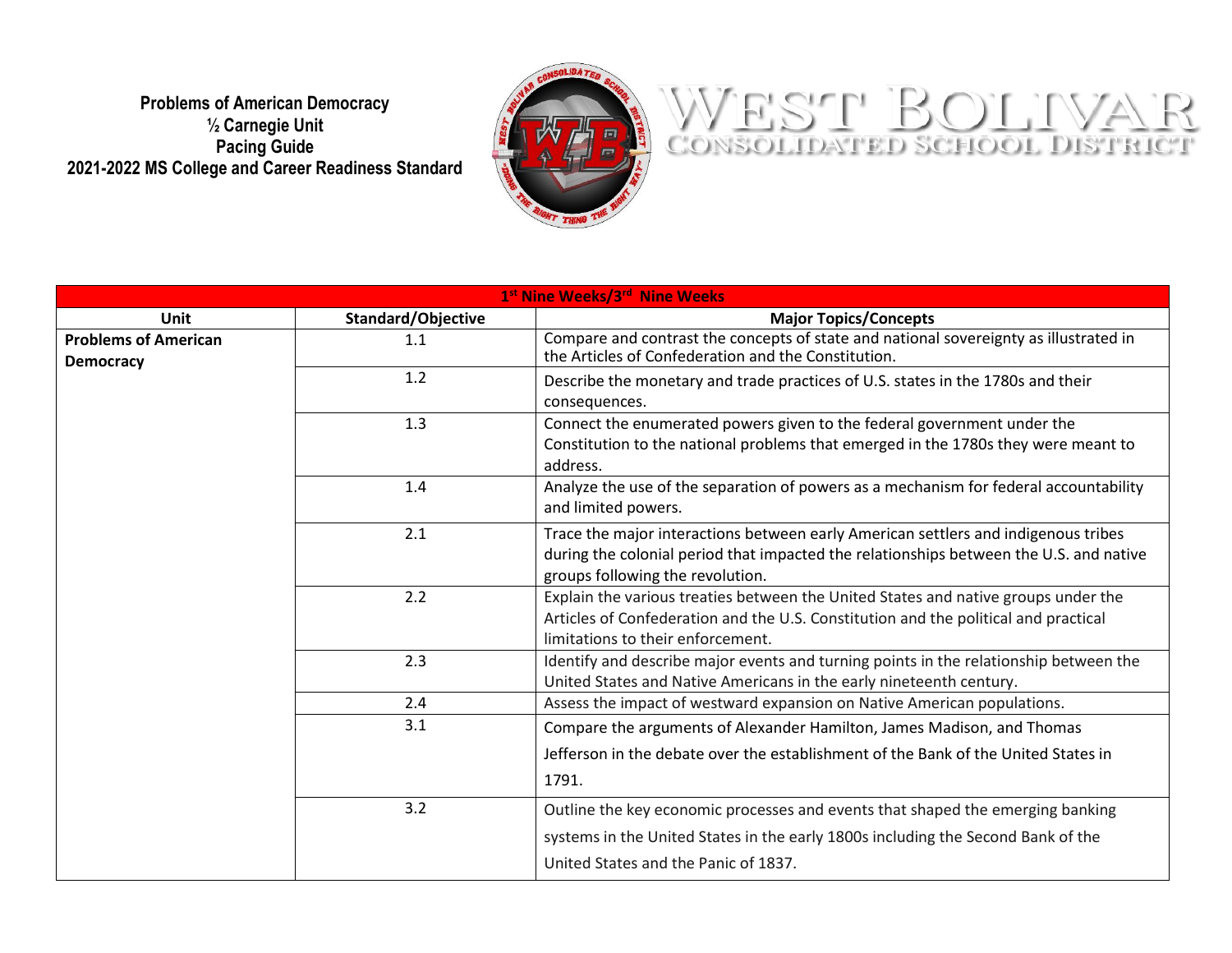**Problems of American Democracy**
**½ Carnegie Unit**
**Pacing Guide**
**2021-2022 MS College and Career Readiness Standard**

WEST BOLIVAR
CONSOLIDATED SCHOOL DISTRICT

| 1st Nine Weeks/3rd Nine Weeks | | |
|---|---|---|
| **Unit** | **Standard/Objective** | **Major Topics/Concepts** |
| **Problems of American Democracy** | 1.1 | Compare and contrast the concepts of state and national sovereignty as illustrated in the Articles of Confederation and the Constitution. |
| | 1.2 | Describe the monetary and trade practices of U.S. states in the 1780s and their consequences. |
| | 1.3 | Connect the enumerated powers given to the federal government under the Constitution to the national problems that emerged in the 1780s they were meant to address. |
| | 1.4 | Analyze the use of the separation of powers as a mechanism for federal accountability and limited powers. |
| | 2.1 | Trace the major interactions between early American settlers and indigenous tribes during the colonial period that impacted the relationships between the U.S. and native groups following the revolution. |
| | 2.2 | Explain the various treaties between the United States and native groups under the Articles of Confederation and the U.S. Constitution and the political and practical limitations to their enforcement. |
| | 2.3 | Identify and describe major events and turning points in the relationship between the United States and Native Americans in the early nineteenth century. |
| | 2.4 | Assess the impact of westward expansion on Native American populations. |
| | 3.1 | Compare the arguments of Alexander Hamilton, James Madison, and Thomas Jefferson in the debate over the establishment of the Bank of the United States in 1791. |
| | 3.2 | Outline the key economic processes and events that shaped the emerging banking systems in the United States in the early 1800s including the Second Bank of the United States and the Panic of 1837. |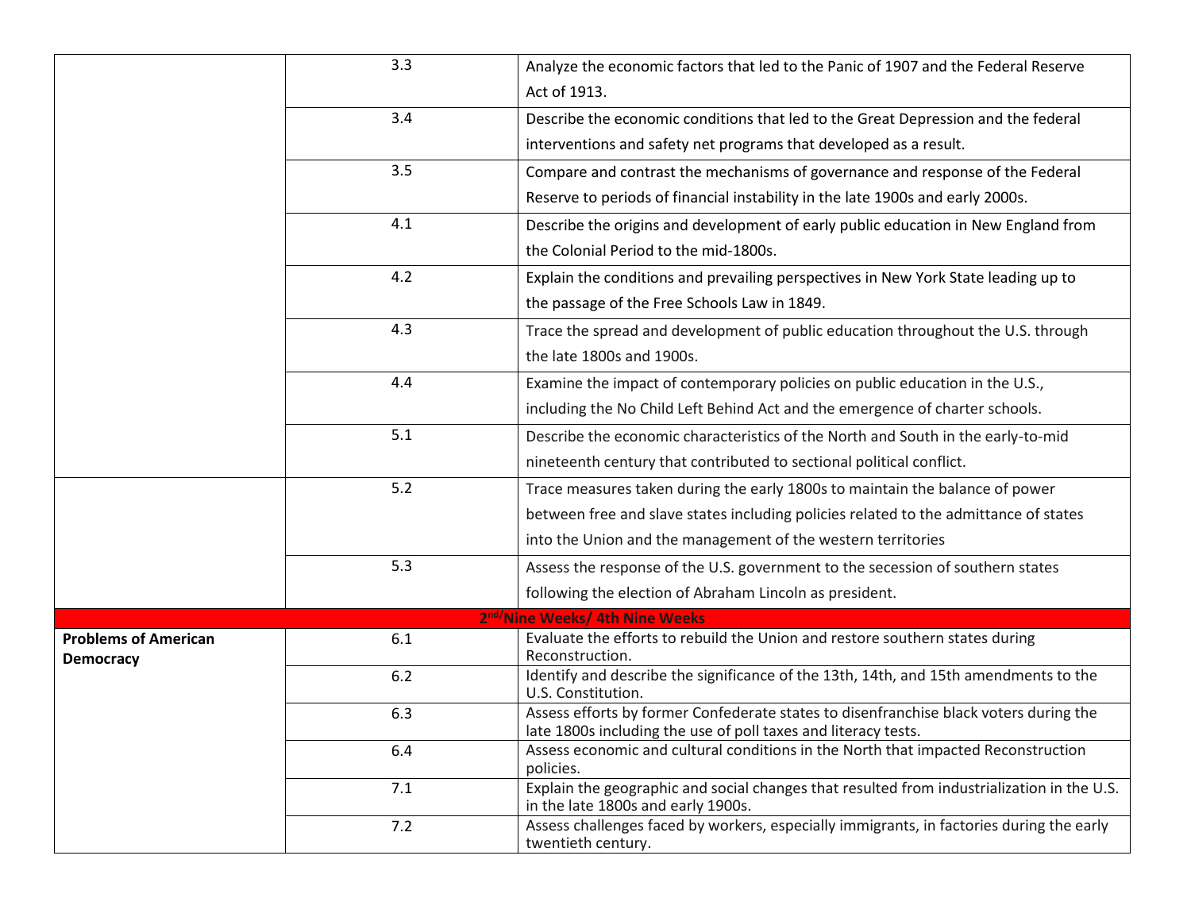| | | |
|---|---|---|
| | 3.3 | Analyze the economic factors that led to the Panic of 1907 and the Federal Reserve Act of 1913. |
| | 3.4 | Describe the economic conditions that led to the Great Depression and the federal interventions and safety net programs that developed as a result. |
| | 3.5 | Compare and contrast the mechanisms of governance and response of the Federal Reserve to periods of financial instability in the late 1900s and early 2000s. |
| | 4.1 | Describe the origins and development of early public education in New England from the Colonial Period to the mid-1800s. |
| | 4.2 | Explain the conditions and prevailing perspectives in New York State leading up to the passage of the Free Schools Law in 1849. |
| | 4.3 | Trace the spread and development of public education throughout the U.S. through the late 1800s and 1900s. |
| | 4.4 | Examine the impact of contemporary policies on public education in the U.S., including the No Child Left Behind Act and the emergence of charter schools. |
| | 5.1 | Describe the economic characteristics of the North and South in the early-to-mid nineteenth century that contributed to sectional political conflict. |
| | 5.2 | Trace measures taken during the early 1800s to maintain the balance of power between free and slave states including policies related to the admittance of states into the Union and the management of the western territories |
| | 5.3 | Assess the response of the U.S. government to the secession of southern states following the election of Abraham Lincoln as president. |
| **2nd/Nine Weeks/ 4th Nine Weeks** | | |
| **Problems of American Democracy** | 6.1 | Evaluate the efforts to rebuild the Union and restore southern states during Reconstruction. |
| | 6.2 | Identify and describe the significance of the 13th, 14th, and 15th amendments to the U.S. Constitution. |
| | 6.3 | Assess efforts by former Confederate states to disenfranchise black voters during the late 1800s including the use of poll taxes and literacy tests. |
| | 6.4 | Assess economic and cultural conditions in the North that impacted Reconstruction policies. |
| | 7.1 | Explain the geographic and social changes that resulted from industrialization in the U.S. in the late 1800s and early 1900s. |
| | 7.2 | Assess challenges faced by workers, especially immigrants, in factories during the early twentieth century. |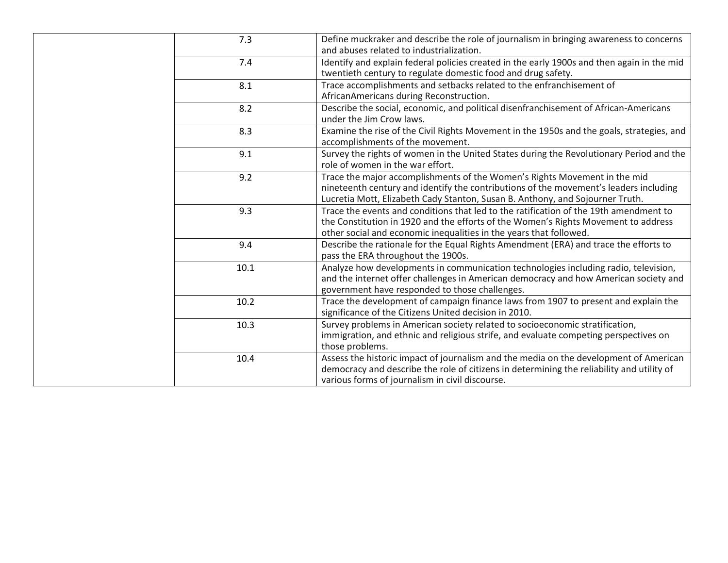| | | |
|---|---|---|
| | 7.3 | Define muckraker and describe the role of journalism in bringing awareness to concerns and abuses related to industrialization. |
| | 7.4 | Identify and explain federal policies created in the early 1900s and then again in the mid twentieth century to regulate domestic food and drug safety. |
| | 8.1 | Trace accomplishments and setbacks related to the enfranchisement of AfricanAmericans during Reconstruction. |
| | 8.2 | Describe the social, economic, and political disenfranchisement of African-Americans under the Jim Crow laws. |
| | 8.3 | Examine the rise of the Civil Rights Movement in the 1950s and the goals, strategies, and accomplishments of the movement. |
| | 9.1 | Survey the rights of women in the United States during the Revolutionary Period and the role of women in the war effort. |
| | 9.2 | Trace the major accomplishments of the Women's Rights Movement in the mid nineteenth century and identify the contributions of the movement's leaders including Lucretia Mott, Elizabeth Cady Stanton, Susan B. Anthony, and Sojourner Truth. |
| | 9.3 | Trace the events and conditions that led to the ratification of the 19th amendment to the Constitution in 1920 and the efforts of the Women's Rights Movement to address other social and economic inequalities in the years that followed. |
| | 9.4 | Describe the rationale for the Equal Rights Amendment (ERA) and trace the efforts to pass the ERA throughout the 1900s. |
| | 10.1 | Analyze how developments in communication technologies including radio, television, and the internet offer challenges in American democracy and how American society and government have responded to those challenges. |
| | 10.2 | Trace the development of campaign finance laws from 1907 to present and explain the significance of the Citizens United decision in 2010. |
| | 10.3 | Survey problems in American society related to socioeconomic stratification, immigration, and ethnic and religious strife, and evaluate competing perspectives on those problems. |
| | 10.4 | Assess the historic impact of journalism and the media on the development of American democracy and describe the role of citizens in determining the reliability and utility of various forms of journalism in civil discourse. |